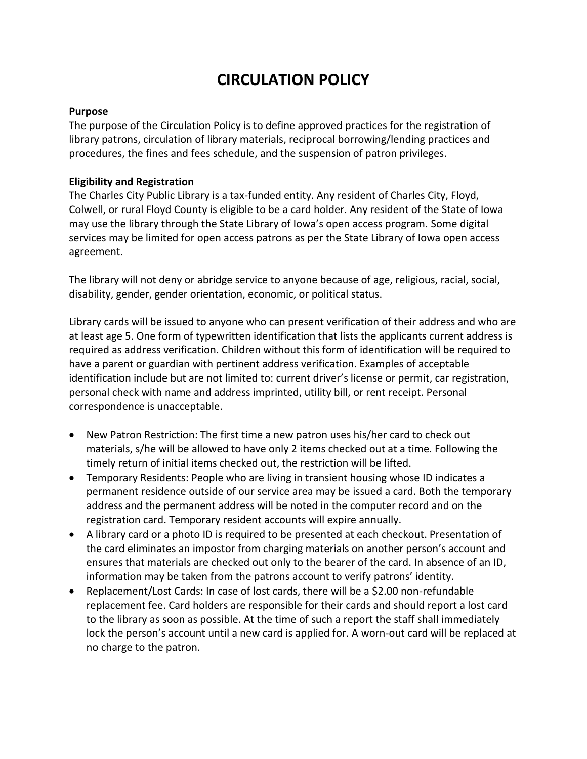# CIRCULATION POLICY

**Purpose**
The purpose of the Circulation Policy is to define approved practices for the registration of library patrons, circulation of library materials, reciprocal borrowing/lending practices and procedures, the fines and fees schedule, and the suspension of patron privileges.

**Eligibility and Registration**
The Charles City Public Library is a tax-funded entity. Any resident of Charles City, Floyd, Colwell, or rural Floyd County is eligible to be a card holder. Any resident of the State of Iowa may use the library through the State Library of Iowa's open access program. Some digital services may be limited for open access patrons as per the State Library of Iowa open access agreement.

The library will not deny or abridge service to anyone because of age, religious, racial, social, disability, gender, gender orientation, economic, or political status.

Library cards will be issued to anyone who can present verification of their address and who are at least age 5. One form of typewritten identification that lists the applicants current address is required as address verification. Children without this form of identification will be required to have a parent or guardian with pertinent address verification. Examples of acceptable identification include but are not limited to: current driver's license or permit, car registration, personal check with name and address imprinted, utility bill, or rent receipt. Personal correspondence is unacceptable.

- New Patron Restriction: The first time a new patron uses his/her card to check out materials, s/he will be allowed to have only 2 items checked out at a time. Following the timely return of initial items checked out, the restriction will be lifted.
- Temporary Residents: People who are living in transient housing whose ID indicates a permanent residence outside of our service area may be issued a card. Both the temporary address and the permanent address will be noted in the computer record and on the registration card. Temporary resident accounts will expire annually.
- A library card or a photo ID is required to be presented at each checkout. Presentation of the card eliminates an impostor from charging materials on another person's account and ensures that materials are checked out only to the bearer of the card. In absence of an ID, information may be taken from the patrons account to verify patrons' identity.
- Replacement/Lost Cards: In case of lost cards, there will be a $2.00 non-refundable replacement fee. Card holders are responsible for their cards and should report a lost card to the library as soon as possible. At the time of such a report the staff shall immediately lock the person's account until a new card is applied for. A worn-out card will be replaced at no charge to the patron.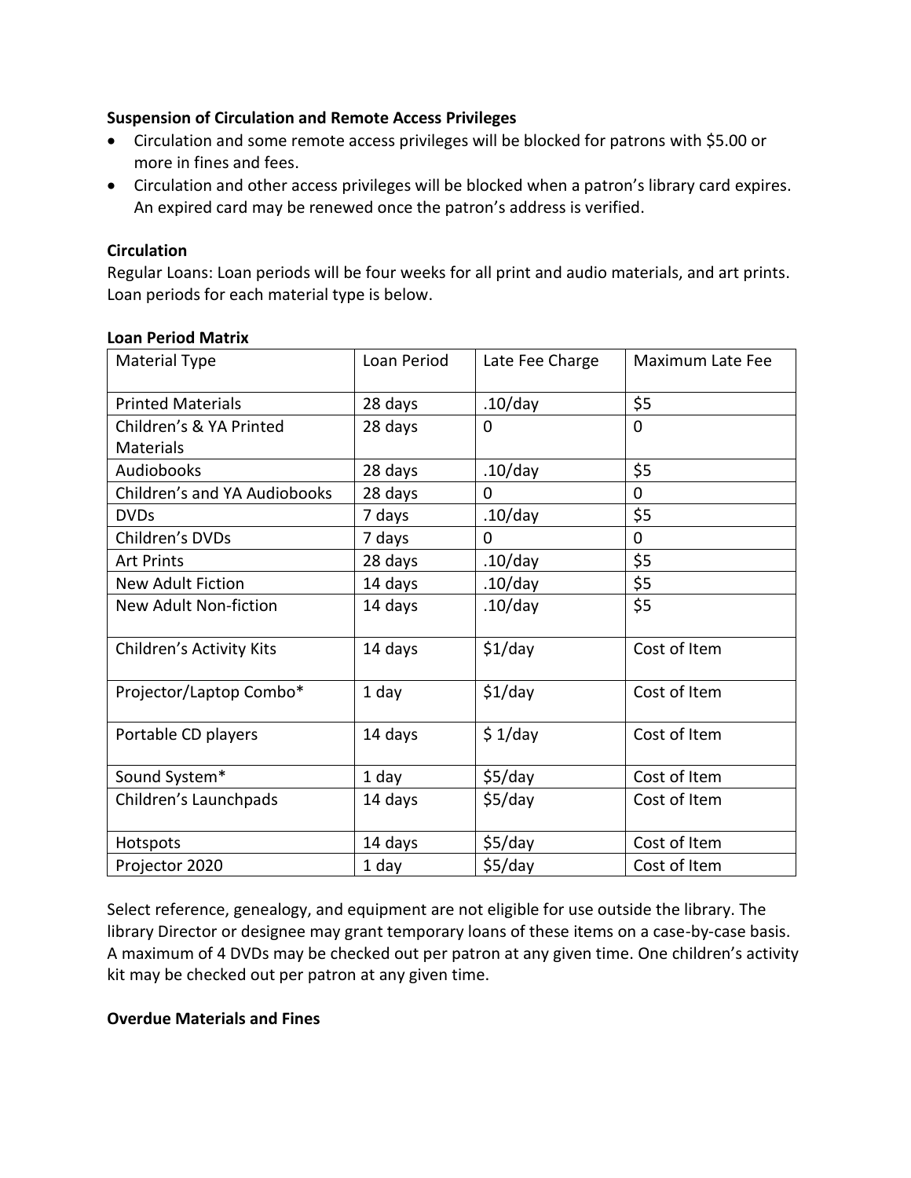**Suspension of Circulation and Remote Access Privileges**

- Circulation and some remote access privileges will be blocked for patrons with $5.00 or more in fines and fees.
- Circulation and other access privileges will be blocked when a patron's library card expires. An expired card may be renewed once the patron's address is verified.

**Circulation**

Regular Loans: Loan periods will be four weeks for all print and audio materials, and art prints. Loan periods for each material type is below.

**Loan Period Matrix**

| Material Type | Loan Period | Late Fee Charge | Maximum Late Fee |
|---|---|---|---|
| Printed Materials | 28 days | .10/day | $5 |
| Children's & YA Printed Materials | 28 days | 0 | 0 |
| Audiobooks | 28 days | .10/day | $5 |
| Children's and YA Audiobooks | 28 days | 0 | 0 |
| DVDs | 7 days | .10/day | $5 |
| Children's DVDs | 7 days | 0 | 0 |
| Art Prints | 28 days | .10/day | $5 |
| New Adult Fiction | 14 days | .10/day | $5 |
| New Adult Non-fiction | 14 days | .10/day | $5 |
| Children's Activity Kits | 14 days | $1/day | Cost of Item |
| Projector/Laptop Combo* | 1 day | $1/day | Cost of Item |
| Portable CD players | 14 days | $ 1/day | Cost of Item |
| Sound System* | 1 day | $5/day | Cost of Item |
| Children's Launchpads | 14 days | $5/day | Cost of Item |
| Hotspots | 14 days | $5/day | Cost of Item |
| Projector 2020 | 1 day | $5/day | Cost of Item |

Select reference, genealogy, and equipment are not eligible for use outside the library. The library Director or designee may grant temporary loans of these items on a case-by-case basis. A maximum of 4 DVDs may be checked out per patron at any given time. One children's activity kit may be checked out per patron at any given time.

**Overdue Materials and Fines**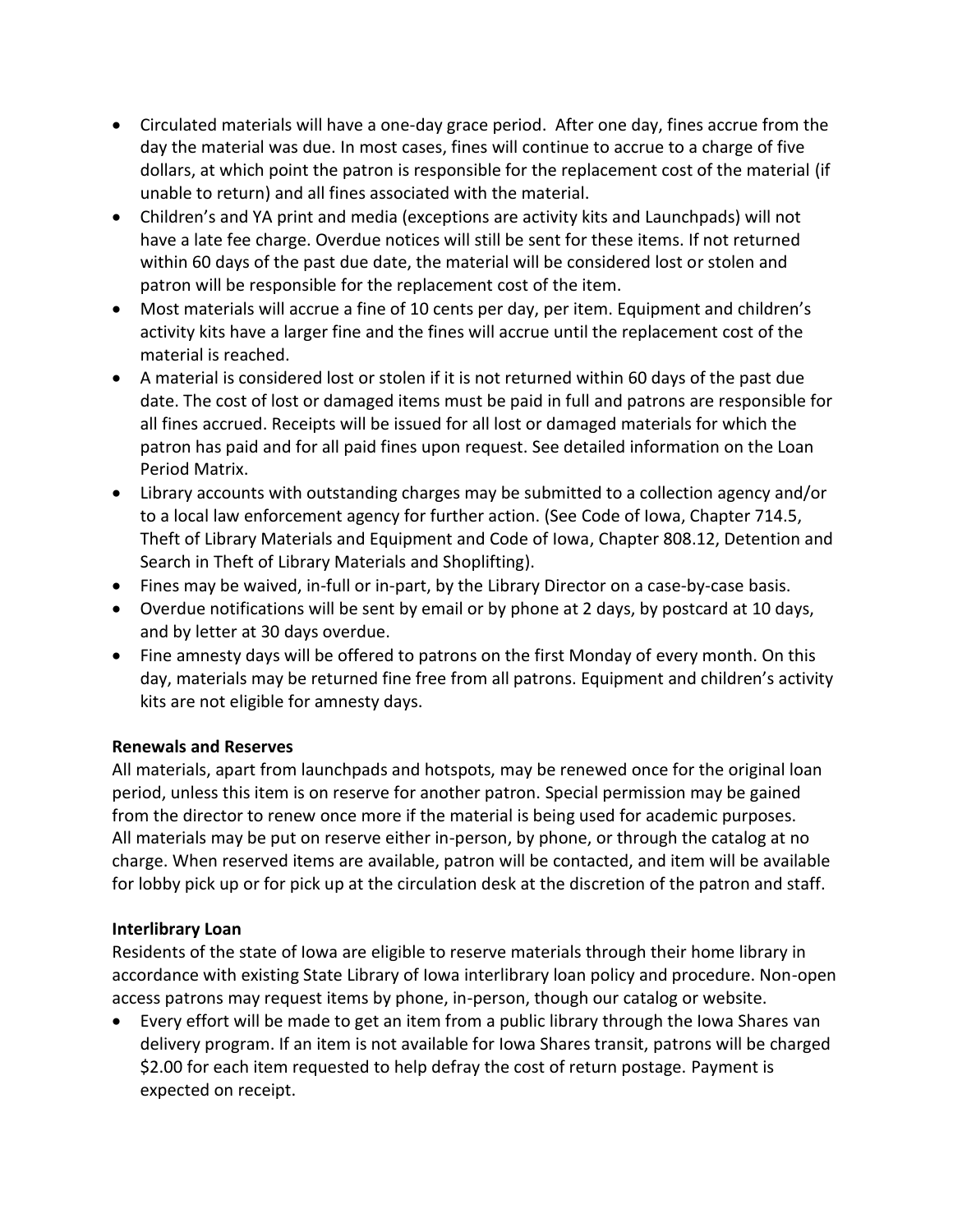- Circulated materials will have a one-day grace period. After one day, fines accrue from the day the material was due. In most cases, fines will continue to accrue to a charge of five dollars, at which point the patron is responsible for the replacement cost of the material (if unable to return) and all fines associated with the material.
- Children's and YA print and media (exceptions are activity kits and Launchpads) will not have a late fee charge. Overdue notices will still be sent for these items. If not returned within 60 days of the past due date, the material will be considered lost or stolen and patron will be responsible for the replacement cost of the item.
- Most materials will accrue a fine of 10 cents per day, per item. Equipment and children's activity kits have a larger fine and the fines will accrue until the replacement cost of the material is reached.
- A material is considered lost or stolen if it is not returned within 60 days of the past due date. The cost of lost or damaged items must be paid in full and patrons are responsible for all fines accrued. Receipts will be issued for all lost or damaged materials for which the patron has paid and for all paid fines upon request. See detailed information on the Loan Period Matrix.
- Library accounts with outstanding charges may be submitted to a collection agency and/or to a local law enforcement agency for further action. (See Code of Iowa, Chapter 714.5, Theft of Library Materials and Equipment and Code of Iowa, Chapter 808.12, Detention and Search in Theft of Library Materials and Shoplifting).
- Fines may be waived, in-full or in-part, by the Library Director on a case-by-case basis.
- Overdue notifications will be sent by email or by phone at 2 days, by postcard at 10 days, and by letter at 30 days overdue.
- Fine amnesty days will be offered to patrons on the first Monday of every month. On this day, materials may be returned fine free from all patrons. Equipment and children's activity kits are not eligible for amnesty days.

**Renewals and Reserves**

All materials, apart from launchpads and hotspots, may be renewed once for the original loan period, unless this item is on reserve for another patron. Special permission may be gained from the director to renew once more if the material is being used for academic purposes. All materials may be put on reserve either in-person, by phone, or through the catalog at no charge. When reserved items are available, patron will be contacted, and item will be available for lobby pick up or for pick up at the circulation desk at the discretion of the patron and staff.

**Interlibrary Loan**

Residents of the state of Iowa are eligible to reserve materials through their home library in accordance with existing State Library of Iowa interlibrary loan policy and procedure. Non-open access patrons may request items by phone, in-person, though our catalog or website.

- Every effort will be made to get an item from a public library through the Iowa Shares van delivery program. If an item is not available for Iowa Shares transit, patrons will be charged $2.00 for each item requested to help defray the cost of return postage. Payment is expected on receipt.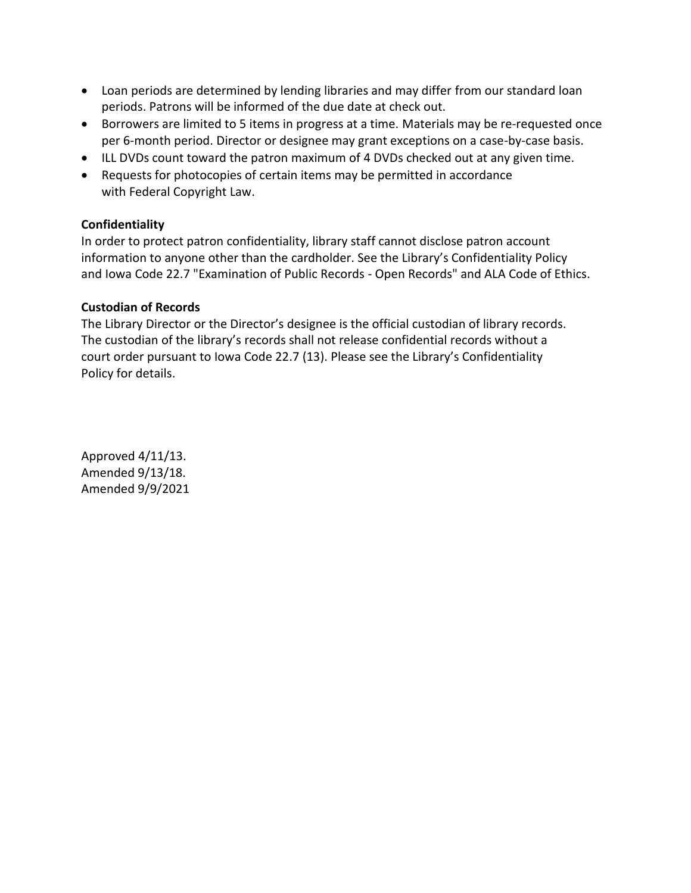- Loan periods are determined by lending libraries and may differ from our standard loan periods. Patrons will be informed of the due date at check out.
- Borrowers are limited to 5 items in progress at a time. Materials may be re-requested once per 6-month period. Director or designee may grant exceptions on a case-by-case basis.
- ILL DVDs count toward the patron maximum of 4 DVDs checked out at any given time.
- Requests for photocopies of certain items may be permitted in accordance with Federal Copyright Law.

**Confidentiality**

In order to protect patron confidentiality, library staff cannot disclose patron account information to anyone other than the cardholder. See the Library's Confidentiality Policy and Iowa Code 22.7 "Examination of Public Records - Open Records" and ALA Code of Ethics.

**Custodian of Records**

The Library Director or the Director's designee is the official custodian of library records. The custodian of the library's records shall not release confidential records without a court order pursuant to Iowa Code 22.7 (13). Please see the Library's Confidentiality Policy for details.

Approved 4/11/13.
Amended 9/13/18.
Amended 9/9/2021